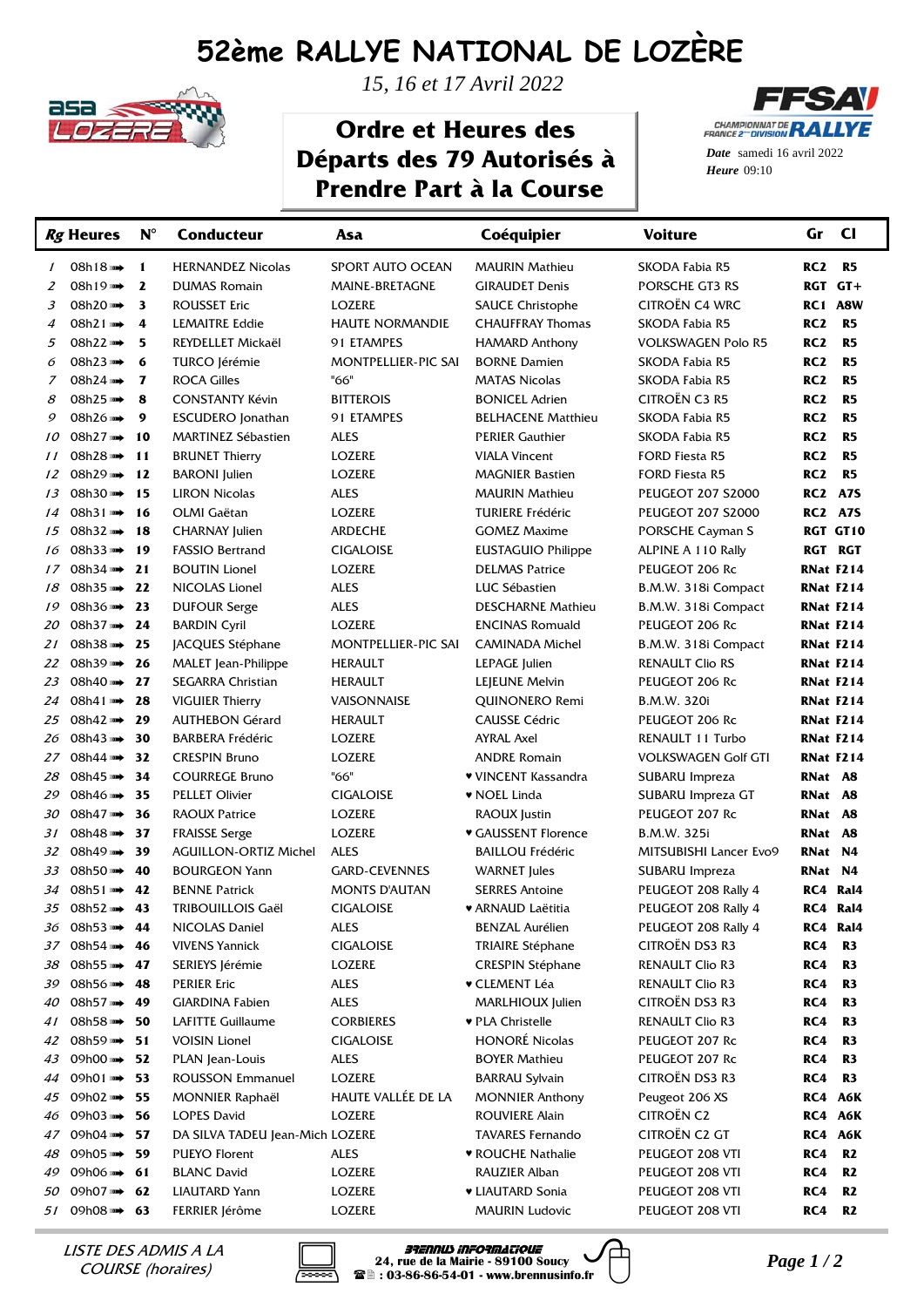# 52ème RALLYE NATIONAL DE LOZÈRE

*15, 16 et 17 Avril 2022*

## Ordre et Heures des Départs des 79 Autorisés à Prendre Part à la Course

**Date** samedi 16 avril 2022
**Heure** 09:10

| Rg | Heures | N° | Conducteur | Asa | Coéquipier | Voiture | Gr | Cl |
|---|---|---|---|---|---|---|---|---|
| 1 | 08h18 | 1 | HERNANDEZ Nicolas | SPORT AUTO OCEAN | MAURIN Mathieu | SKODA Fabia R5 | RC2 | R5 |
| 2 | 08h19 | 2 | DUMAS Romain | MAINE-BRETAGNE | GIRAUDET Denis | PORSCHE GT3 RS | RGT | GT+ |
| 3 | 08h20 | 3 | ROUSSET Eric | LOZERE | SAUCE Christophe | CITROËN C4 WRC | RC1 | A8W |
| 4 | 08h21 | 4 | LEMAITRE Eddie | HAUTE NORMANDIE | CHAUFFRAY Thomas | SKODA Fabia R5 | RC2 | R5 |
| 5 | 08h22 | 5 | REYDELLET Mickaël | 91 ETAMPES | HAMARD Anthony | VOLKSWAGEN Polo R5 | RC2 | R5 |
| 6 | 08h23 | 6 | TURCO Jérémie | MONTPELLIER-PIC SAI | BORNE Damien | SKODA Fabia R5 | RC2 | R5 |
| 7 | 08h24 | 7 | ROCA Gilles | "66" | MATAS Nicolas | SKODA Fabia R5 | RC2 | R5 |
| 8 | 08h25 | 8 | CONSTANTY Kévin | BITTEROIS | BONICEL Adrien | CITROËN C3 R5 | RC2 | R5 |
| 9 | 08h26 | 9 | ESCUDERO Jonathan | 91 ETAMPES | BELHACENE Matthieu | SKODA Fabia R5 | RC2 | R5 |
| 10 | 08h27 | 10 | MARTINEZ Sébastien | ALES | PERIER Gauthier | SKODA Fabia R5 | RC2 | R5 |
| 11 | 08h28 | 11 | BRUNET Thierry | LOZERE | VIALA Vincent | FORD Fiesta R5 | RC2 | R5 |
| 12 | 08h29 | 12 | BARONI Julien | LOZERE | MAGNIER Bastien | FORD Fiesta R5 | RC2 | R5 |
| 13 | 08h30 | 15 | LIRON Nicolas | ALES | MAURIN Mathieu | PEUGEOT 207 S2000 | RC2 | A7S |
| 14 | 08h31 | 16 | OLMI Gaëtan | LOZERE | TURIERE Frédéric | PEUGEOT 207 S2000 | RC2 | A7S |
| 15 | 08h32 | 18 | CHARNAY Julien | ARDECHE | GOMEZ Maxime | PORSCHE Cayman S | RGT | GT10 |
| 16 | 08h33 | 19 | FASSIO Bertrand | CIGALOISE | EUSTAGUIO Philippe | ALPINE A 110 Rally | RGT | RGT |
| 17 | 08h34 | 21 | BOUTIN Lionel | LOZERE | DELMAS Patrice | PEUGEOT 206 Rc | RNat | F214 |
| 18 | 08h35 | 22 | NICOLAS Lionel | ALES | LUC Sébastien | B.M.W. 318i Compact | RNat | F214 |
| 19 | 08h36 | 23 | DUFOUR Serge | ALES | DESCHARNE Mathieu | B.M.W. 318i Compact | RNat | F214 |
| 20 | 08h37 | 24 | BARDIN Cyril | LOZERE | ENCINAS Romuald | PEUGEOT 206 Rc | RNat | F214 |
| 21 | 08h38 | 25 | JACQUES Stéphane | MONTPELLIER-PIC SAI | CAMINADA Michel | B.M.W. 318i Compact | RNat | F214 |
| 22 | 08h39 | 26 | MALET Jean-Philippe | HERAULT | LEPAGE Julien | RENAULT Clio RS | RNat | F214 |
| 23 | 08h40 | 27 | SEGARRA Christian | HERAULT | LEJEUNE Melvin | PEUGEOT 206 Rc | RNat | F214 |
| 24 | 08h41 | 28 | VIGUIER Thierry | VAISONNAISE | QUINONERO Remi | B.M.W. 320i | RNat | F214 |
| 25 | 08h42 | 29 | AUTHEBON Gérard | HERAULT | CAUSSE Cédric | PEUGEOT 206 Rc | RNat | F214 |
| 26 | 08h43 | 30 | BARBERA Frédéric | LOZERE | AYRAL Axel | RENAULT 11 Turbo | RNat | F214 |
| 27 | 08h44 | 32 | CRESPIN Bruno | LOZERE | ANDRE Romain | VOLKSWAGEN Golf GTI | RNat | F214 |
| 28 | 08h45 | 34 | COURREGE Bruno | "66" | ♥ VINCENT Kassandra | SUBARU Impreza | RNat | A8 |
| 29 | 08h46 | 35 | PELLET Olivier | CIGALOISE | ♥ NOEL Linda | SUBARU Impreza GT | RNat | A8 |
| 30 | 08h47 | 36 | RAOUX Patrice | LOZERE | RAOUX Justin | PEUGEOT 207 Rc | RNat | A8 |
| 31 | 08h48 | 37 | FRAISSE Serge | LOZERE | ♥ GAUSSENT Florence | B.M.W. 325i | RNat | A8 |
| 32 | 08h49 | 39 | AGUILLON-ORTIZ Michel | ALES | BAILLOU Frédéric | MITSUBISHI Lancer Evo9 | RNat | N4 |
| 33 | 08h50 | 40 | BOURGEON Yann | GARD-CEVENNES | WARNET Jules | SUBARU Impreza | RNat | N4 |
| 34 | 08h51 | 42 | BENNE Patrick | MONTS D'AUTAN | SERRES Antoine | PEUGEOT 208 Rally 4 | RC4 | Ral4 |
| 35 | 08h52 | 43 | TRIBOUILLOIS Gaël | CIGALOISE | ♥ ARNAUD Laëtitia | PEUGEOT 208 Rally 4 | RC4 | Ral4 |
| 36 | 08h53 | 44 | NICOLAS Daniel | ALES | BENZAL Aurélien | PEUGEOT 208 Rally 4 | RC4 | Ral4 |
| 37 | 08h54 | 46 | VIVENS Yannick | CIGALOISE | TRIAIRE Stéphane | CITROËN DS3 R3 | RC4 | R3 |
| 38 | 08h55 | 47 | SERIEYS Jérémie | LOZERE | CRESPIN Stéphane | RENAULT Clio R3 | RC4 | R3 |
| 39 | 08h56 | 48 | PERIER Eric | ALES | ♥ CLEMENT Léa | RENAULT Clio R3 | RC4 | R3 |
| 40 | 08h57 | 49 | GIARDINA Fabien | ALES | MARLHIOUX Julien | CITROËN DS3 R3 | RC4 | R3 |
| 41 | 08h58 | 50 | LAFITTE Guillaume | CORBIERES | ♥ PLA Christelle | RENAULT Clio R3 | RC4 | R3 |
| 42 | 08h59 | 51 | VOISIN Lionel | CIGALOISE | HONORÉ Nicolas | PEUGEOT 207 Rc | RC4 | R3 |
| 43 | 09h00 | 52 | PLAN Jean-Louis | ALES | BOYER Mathieu | PEUGEOT 207 Rc | RC4 | R3 |
| 44 | 09h01 | 53 | ROUSSON Emmanuel | LOZERE | BARRAU Sylvain | CITROËN DS3 R3 | RC4 | R3 |
| 45 | 09h02 | 55 | MONNIER Raphaël | HAUTE VALLÉE DE LA | MONNIER Anthony | Peugeot 206 XS | RC4 | A6K |
| 46 | 09h03 | 56 | LOPES David | LOZERE | ROUVIERE Alain | CITROËN C2 | RC4 | A6K |
| 47 | 09h04 | 57 | DA SILVA TADEU Jean-Mich | LOZERE | TAVARES Fernando | CITROËN C2 GT | RC4 | A6K |
| 48 | 09h05 | 59 | PUEYO Florent | ALES | ♥ ROUCHE Nathalie | PEUGEOT 208 VTI | RC4 | R2 |
| 49 | 09h06 | 61 | BLANC David | LOZERE | RAUZIER Alban | PEUGEOT 208 VTI | RC4 | R2 |
| 50 | 09h07 | 62 | LIAUTARD Yann | LOZERE | ♥ LIAUTARD Sonia | PEUGEOT 208 VTI | RC4 | R2 |
| 51 | 09h08 | 63 | FERRIER Jérôme | LOZERE | MAURIN Ludovic | PEUGEOT 208 VTI | RC4 | R2 |

*LISTE DES ADMIS A LA COURSE (horaires)*

BRENNUS INFORMATIQUE
24, rue de la Mairie - 89100 Soucy
: 03-86-86-54-01 - www.brennusinfo.fr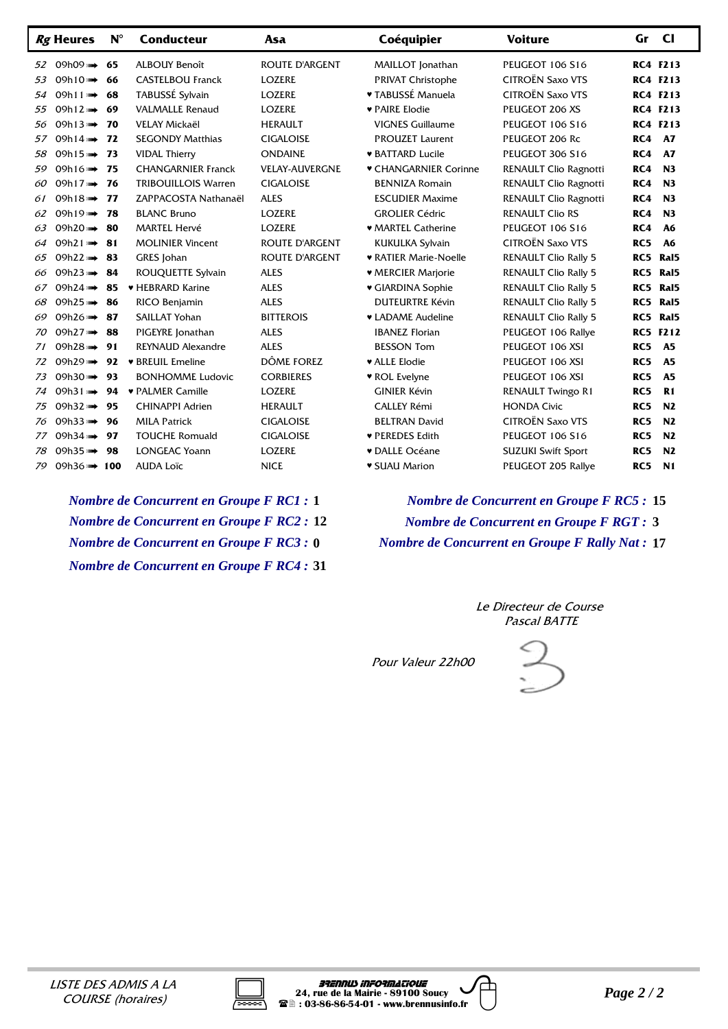| *Rg* | Heures | N° | Conducteur | Asa | Coéquipier | Voiture | Gr | Cl |
|---|---|---|---|---|---|---|---|---|
| *52* | 09h09 ➟ | **65** | ALBOUY Benoît | ROUTE D'ARGENT | MAILLOT Jonathan | PEUGEOT 106 S16 | **RC4** | **F213** |
| *53* | 09h10 ➟ | **66** | CASTELBOU Franck | LOZERE | PRIVAT Christophe | CITROËN Saxo VTS | **RC4** | **F213** |
| *54* | 09h11 ➟ | **68** | TABUSSÉ Sylvain | LOZERE | ♥ TABUSSÉ Manuela | CITROËN Saxo VTS | **RC4** | **F213** |
| *55* | 09h12 ➟ | **69** | VALMALLE Renaud | LOZERE | ♥ PAIRE Elodie | PEUGEOT 206 XS | **RC4** | **F213** |
| *56* | 09h13 ➟ | **70** | VELAY Mickaël | HERAULT | VIGNES Guillaume | PEUGEOT 106 S16 | **RC4** | **F213** |
| *57* | 09h14 ➟ | **72** | SEGONDY Matthias | CIGALOISE | PROUZET Laurent | PEUGEOT 206 Rc | **RC4** | **A7** |
| *58* | 09h15 ➟ | **73** | VIDAL Thierry | ONDAINE | ♥ BATTARD Lucile | PEUGEOT 306 S16 | **RC4** | **A7** |
| *59* | 09h16 ➟ | **75** | CHANGARNIER Franck | VELAY-AUVERGNE | ♥ CHANGARNIER Corinne | RENAULT Clio Ragnotti | **RC4** | **N3** |
| *60* | 09h17 ➟ | **76** | TRIBOUILLOIS Warren | CIGALOISE | BENNIZA Romain | RENAULT Clio Ragnotti | **RC4** | **N3** |
| *61* | 09h18 ➟ | **77** | ZAPPACOSTA Nathanaël | ALES | ESCUDIER Maxime | RENAULT Clio Ragnotti | **RC4** | **N3** |
| *62* | 09h19 ➟ | **78** | BLANC Bruno | LOZERE | GROLIER Cédric | RENAULT Clio RS | **RC4** | **N3** |
| *63* | 09h20 ➟ | **80** | MARTEL Hervé | LOZERE | ♥ MARTEL Catherine | PEUGEOT 106 S16 | **RC4** | **A6** |
| *64* | 09h21 ➟ | **81** | MOLINIER Vincent | ROUTE D'ARGENT | KUKULKA Sylvain | CITROËN Saxo VTS | **RC5** | **A6** |
| *65* | 09h22 ➟ | **83** | GRES Johan | ROUTE D'ARGENT | ♥ RATIER Marie-Noelle | RENAULT Clio Rally 5 | **RC5** | **Ral5** |
| *66* | 09h23 ➟ | **84** | ROUQUETTE Sylvain | ALES | ♥ MERCIER Marjorie | RENAULT Clio Rally 5 | **RC5** | **Ral5** |
| *67* | 09h24 ➟ | **85** | ♥ HEBRARD Karine | ALES | ♥ GIARDINA Sophie | RENAULT Clio Rally 5 | **RC5** | **Ral5** |
| *68* | 09h25 ➟ | **86** | RICO Benjamin | ALES | DUTEURTRE Kévin | RENAULT Clio Rally 5 | **RC5** | **Ral5** |
| *69* | 09h26 ➟ | **87** | SAILLAT Yohan | BITTEROIS | ♥ LADAME Audeline | RENAULT Clio Rally 5 | **RC5** | **Ral5** |
| *70* | 09h27 ➟ | **88** | PIGEYRE Jonathan | ALES | IBANEZ Florian | PEUGEOT 106 Rallye | **RC5** | **F212** |
| *71* | 09h28 ➟ | **91** | REYNAUD Alexandre | ALES | BESSON Tom | PEUGEOT 106 XSI | **RC5** | **A5** |
| *72* | 09h29 ➟ | **92** | ♥ BREUIL Emeline | DÔME FOREZ | ♥ ALLE Elodie | PEUGEOT 106 XSI | **RC5** | **A5** |
| *73* | 09h30 ➟ | **93** | BONHOMME Ludovic | CORBIERES | ♥ ROL Evelyne | PEUGEOT 106 XSI | **RC5** | **A5** |
| *74* | 09h31 ➟ | **94** | ♥ PALMER Camille | LOZERE | GINIER Kévin | RENAULT Twingo R1 | **RC5** | **R1** |
| *75* | 09h32 ➟ | **95** | CHINAPPI Adrien | HERAULT | CALLEY Rémi | HONDA Civic | **RC5** | **N2** |
| *76* | 09h33 ➟ | **96** | MILA Patrick | CIGALOISE | BELTRAN David | CITROËN Saxo VTS | **RC5** | **N2** |
| *77* | 09h34 ➟ | **97** | TOUCHE Romuald | CIGALOISE | ♥ PEREDES Edith | PEUGEOT 106 S16 | **RC5** | **N2** |
| *78* | 09h35 ➟ | **98** | LONGEAC Yoann | LOZERE | ♥ DALLE Océane | SUZUKI Swift Sport | **RC5** | **N2** |
| *79* | 09h36 ➟ | **100** | AUDA Loïc | NICE | ♥ SUAU Marion | PEUGEOT 205 Rallye | **RC5** | **N1** |

*Nombre de Concurrent en Groupe F RC1 :* **1**

*Nombre de Concurrent en Groupe F RC2 :* **12**

*Nombre de Concurrent en Groupe F RC3 :* **0**

*Nombre de Concurrent en Groupe F RC4 :* **31**

*Nombre de Concurrent en Groupe F RC5 :* **15**

*Nombre de Concurrent en Groupe F RGT :* **3**

*Nombre de Concurrent en Groupe F Rally Nat :* **17**

*Le Directeur de Course*
*Pascal BATTE*

*Pour Valeur 22h00*

*LISTE DES ADMIS A LA COURSE (horaires)*

BRENNUS INFORMATIQUE
24, rue de la Mairie - 89100 Soucy
☎ : 03-86-86-54-01 - www.brennusinfo.fr